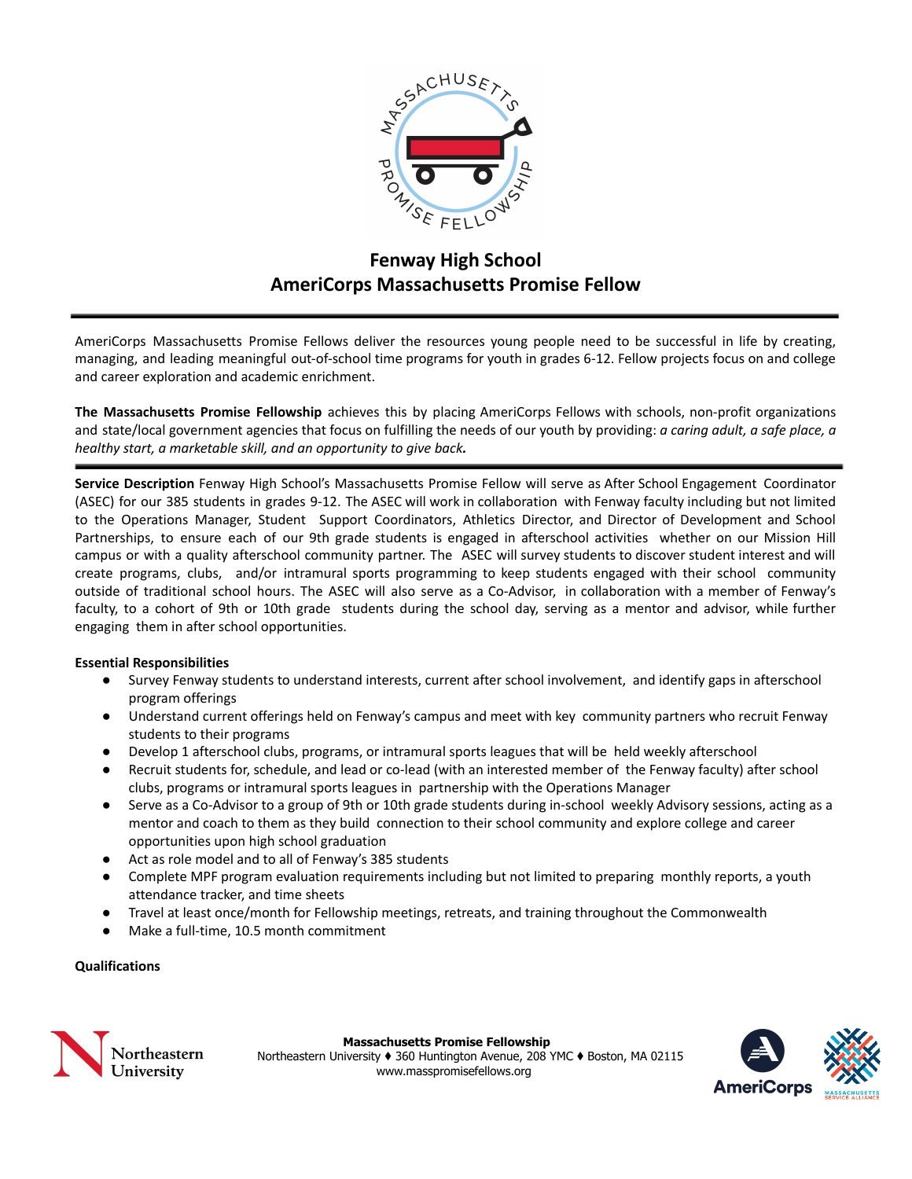# Fenway High School
# AmeriCorps Massachusetts Promise Fellow

AmeriCorps Massachusetts Promise Fellows deliver the resources young people need to be successful in life by creating, managing, and leading meaningful out-of-school time programs for youth in grades 6-12. Fellow projects focus on and college and career exploration and academic enrichment.

**The Massachusetts Promise Fellowship** achieves this by placing AmeriCorps Fellows with schools, non-profit organizations and state/local government agencies that focus on fulfilling the needs of our youth by providing: *a caring adult, a safe place, a healthy start, a marketable skill, and an opportunity to give back.*

**Service Description** Fenway High School's Massachusetts Promise Fellow will serve as After School Engagement Coordinator (ASEC) for our 385 students in grades 9-12. The ASEC will work in collaboration with Fenway faculty including but not limited to the Operations Manager, Student Support Coordinators, Athletics Director, and Director of Development and School Partnerships, to ensure each of our 9th grade students is engaged in afterschool activities whether on our Mission Hill campus or with a quality afterschool community partner. The ASEC will survey students to discover student interest and will create programs, clubs, and/or intramural sports programming to keep students engaged with their school community outside of traditional school hours. The ASEC will also serve as a Co-Advisor, in collaboration with a member of Fenway's faculty, to a cohort of 9th or 10th grade students during the school day, serving as a mentor and advisor, while further engaging them in after school opportunities.

**Essential Responsibilities**

- Survey Fenway students to understand interests, current after school involvement, and identify gaps in afterschool program offerings
- Understand current offerings held on Fenway's campus and meet with key community partners who recruit Fenway students to their programs
- Develop 1 afterschool clubs, programs, or intramural sports leagues that will be held weekly afterschool
- Recruit students for, schedule, and lead or co-lead (with an interested member of the Fenway faculty) after school clubs, programs or intramural sports leagues in partnership with the Operations Manager
- Serve as a Co-Advisor to a group of 9th or 10th grade students during in-school weekly Advisory sessions, acting as a mentor and coach to them as they build connection to their school community and explore college and career opportunities upon high school graduation
- Act as role model and to all of Fenway's 385 students
- Complete MPF program evaluation requirements including but not limited to preparing monthly reports, a youth attendance tracker, and time sheets
- Travel at least once/month for Fellowship meetings, retreats, and training throughout the Commonwealth
- Make a full-time, 10.5 month commitment

**Qualifications**

**Massachusetts Promise Fellowship**
Northeastern University ♦ 360 Huntington Avenue, 208 YMC ♦ Boston, MA 02115
www.masspromisefellows.org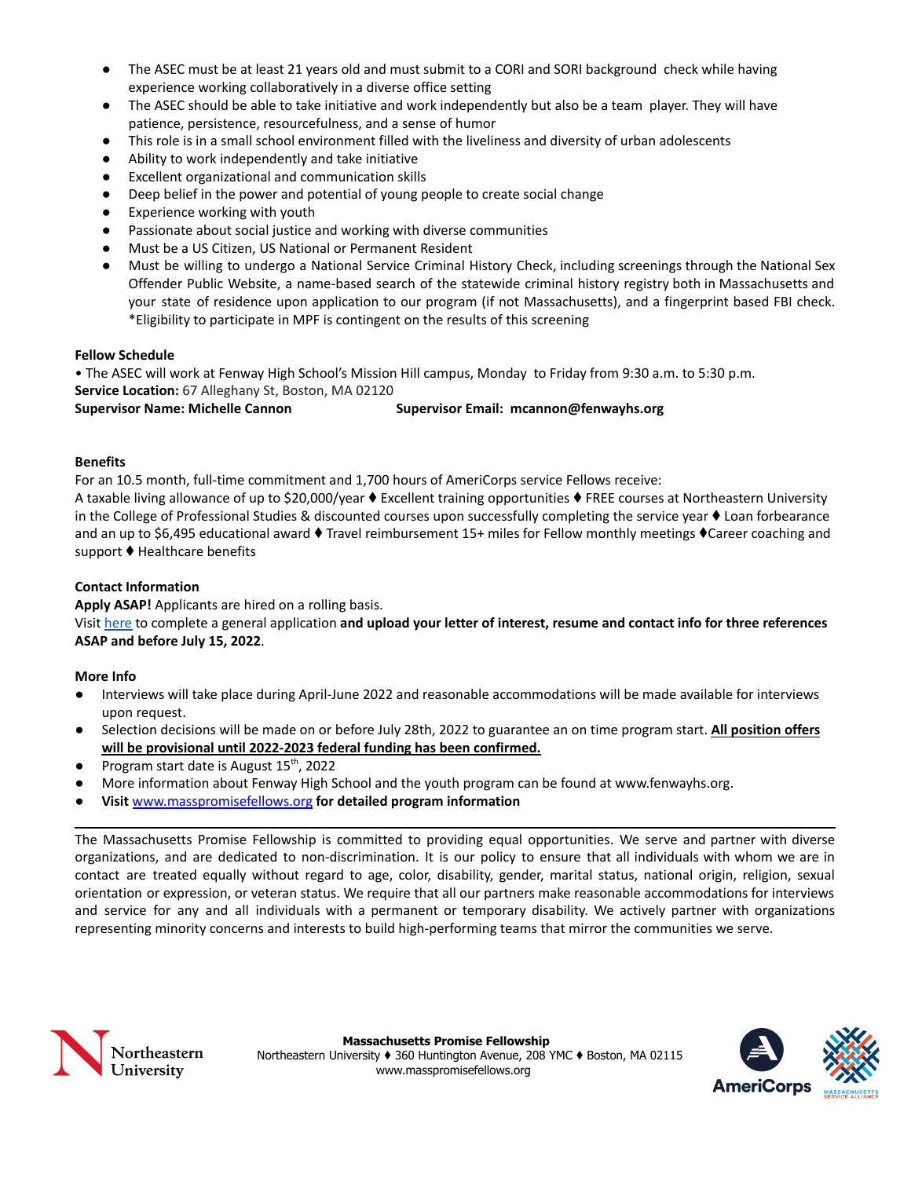- The ASEC must be at least 21 years old and must submit to a CORI and SORI background check while having experience working collaboratively in a diverse office setting
- The ASEC should be able to take initiative and work independently but also be a team player. They will have patience, persistence, resourcefulness, and a sense of humor
- This role is in a small school environment filled with the liveliness and diversity of urban adolescents
- Ability to work independently and take initiative
- Excellent organizational and communication skills
- Deep belief in the power and potential of young people to create social change
- Experience working with youth
- Passionate about social justice and working with diverse communities
- Must be a US Citizen, US National or Permanent Resident
- Must be willing to undergo a National Service Criminal History Check, including screenings through the National Sex Offender Public Website, a name-based search of the statewide criminal history registry both in Massachusetts and your state of residence upon application to our program (if not Massachusetts), and a fingerprint based FBI check. *Eligibility to participate in MPF is contingent on the results of this screening

**Fellow Schedule**

• The ASEC will work at Fenway High School's Mission Hill campus, Monday to Friday from 9:30 a.m. to 5:30 p.m.
**Service Location:** 67 Alleghany St, Boston, MA 02120
**Supervisor Name: Michelle Cannon** **Supervisor Email: mcannon@fenwayhs.org**

**Benefits**

For an 10.5 month, full-time commitment and 1,700 hours of AmeriCorps service Fellows receive:
A taxable living allowance of up to $20,000/year ♦ Excellent training opportunities ♦ FREE courses at Northeastern University in the College of Professional Studies & discounted courses upon successfully completing the service year ♦ Loan forbearance and an up to $6,495 educational award ♦ Travel reimbursement 15+ miles for Fellow monthly meetings ♦Career coaching and support ♦ Healthcare benefits

**Contact Information**

**Apply ASAP!** Applicants are hired on a rolling basis.
Visit here to complete a general application **and upload your letter of interest, resume and contact info for three references ASAP and before July 15, 2022**.

**More Info**

- Interviews will take place during April-June 2022 and reasonable accommodations will be made available for interviews upon request.
- Selection decisions will be made on or before July 28th, 2022 to guarantee an on time program start. **All position offers will be provisional until 2022-2023 federal funding has been confirmed.**
- Program start date is August 15th, 2022
- More information about Fenway High School and the youth program can be found at www.fenwayhs.org.
- **Visit** www.masspromisefellows.org **for detailed program information**

---

The Massachusetts Promise Fellowship is committed to providing equal opportunities. We serve and partner with diverse organizations, and are dedicated to non-discrimination. It is our policy to ensure that all individuals with whom we are in contact are treated equally without regard to age, color, disability, gender, marital status, national origin, religion, sexual orientation or expression, or veteran status. We require that all our partners make reasonable accommodations for interviews and service for any and all individuals with a permanent or temporary disability. We actively partner with organizations representing minority concerns and interests to build high-performing teams that mirror the communities we serve.

**Massachusetts Promise Fellowship**
Northeastern University ♦ 360 Huntington Avenue, 208 YMC ♦ Boston, MA 02115
www.masspromisefellows.org